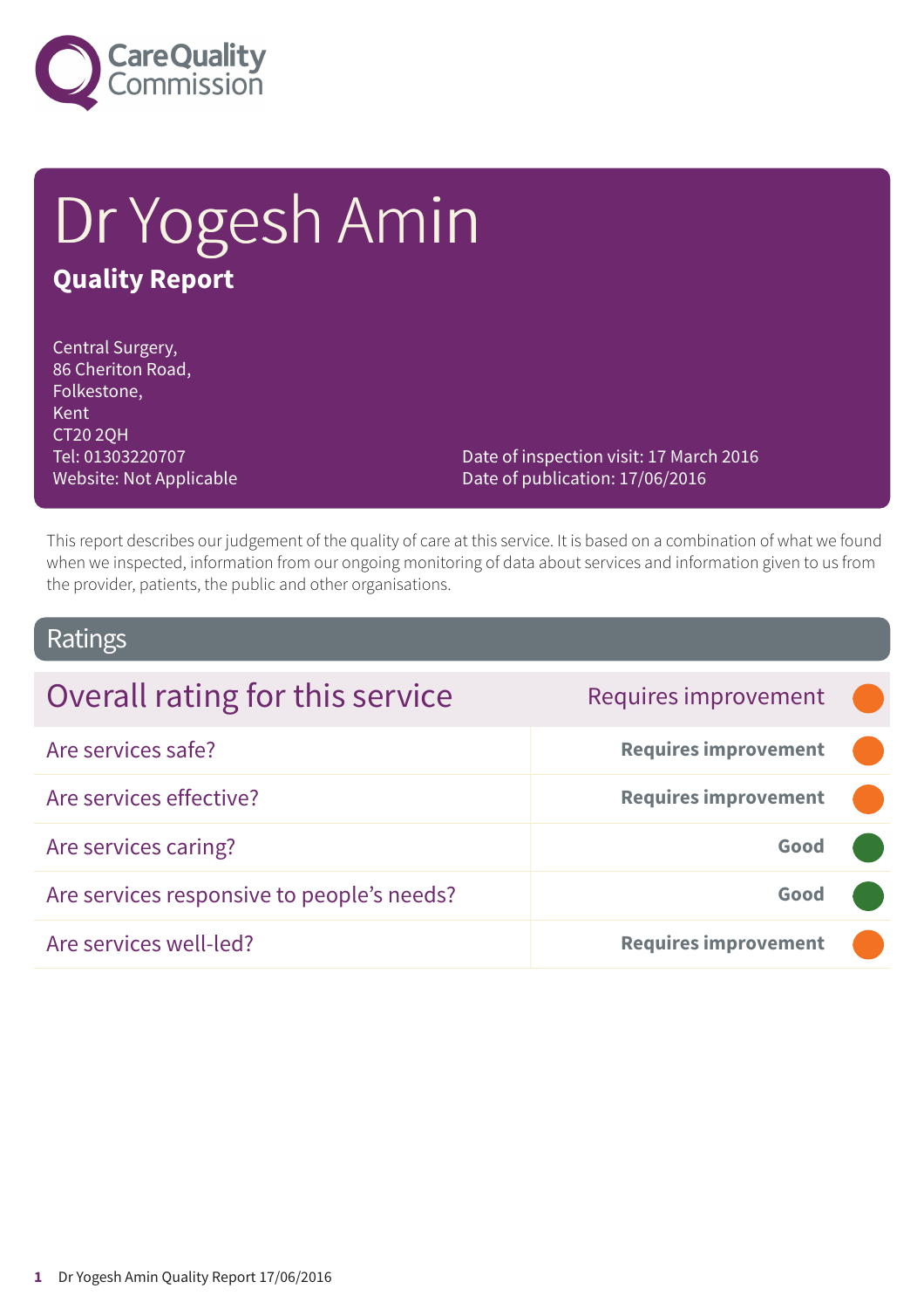# Dr Yogesh Amin

## Quality Report

Central Surgery,
86 Cheriton Road,
Folkestone,
Kent
CT20 2QH
Tel: 01303220707
Website: Not Applicable

Date of inspection visit: 17 March 2016
Date of publication: 17/06/2016

This report describes our judgement of the quality of care at this service. It is based on a combination of what we found when we inspected, information from our ongoing monitoring of data about services and information given to us from the provider, patients, the public and other organisations.

## Ratings

| Overall rating for this service | Requires improvement |
|---|---|
| Are services safe? | **Requires improvement** |
| Are services effective? | **Requires improvement** |
| Are services caring? | **Good** |
| Are services responsive to people's needs? | **Good** |
| Are services well-led? | **Requires improvement** |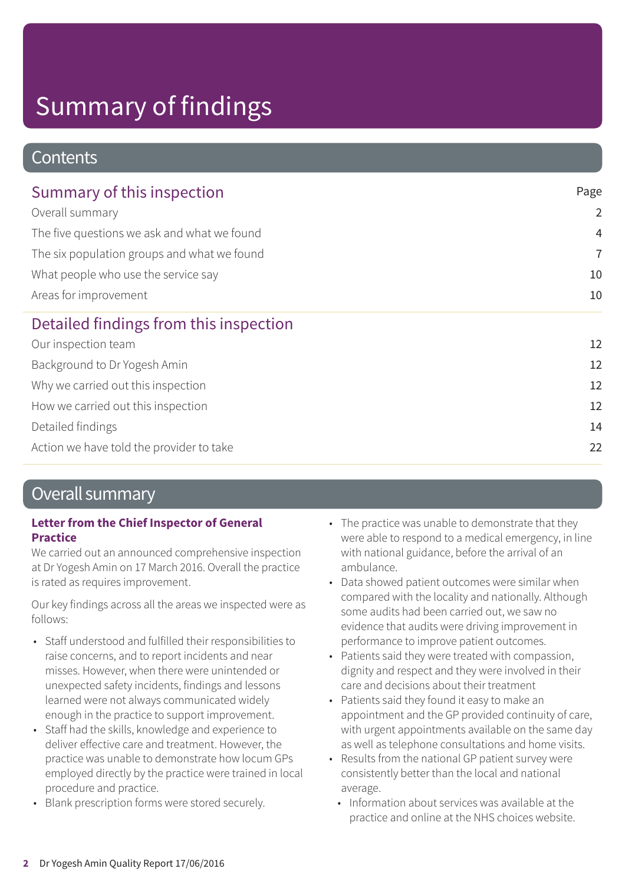# Summary of findings

## Contents

### Summary of this inspection

| | Page |
|---|---|
| Overall summary | 2 |
| The five questions we ask and what we found | 4 |
| The six population groups and what we found | 7 |
| What people who use the service say | 10 |
| Areas for improvement | 10 |

### Detailed findings from this inspection

| | |
|---|---|
| Our inspection team | 12 |
| Background to Dr Yogesh Amin | 12 |
| Why we carried out this inspection | 12 |
| How we carried out this inspection | 12 |
| Detailed findings | 14 |
| Action we have told the provider to take | 22 |

## Overall summary

**Letter from the Chief Inspector of General Practice**

We carried out an announced comprehensive inspection at Dr Yogesh Amin on 17 March 2016. Overall the practice is rated as requires improvement.

Our key findings across all the areas we inspected were as follows:

- Staff understood and fulfilled their responsibilities to raise concerns, and to report incidents and near misses. However, when there were unintended or unexpected safety incidents, findings and lessons learned were not always communicated widely enough in the practice to support improvement.
- Staff had the skills, knowledge and experience to deliver effective care and treatment. However, the practice was unable to demonstrate how locum GPs employed directly by the practice were trained in local procedure and practice.
- Blank prescription forms were stored securely.
- The practice was unable to demonstrate that they were able to respond to a medical emergency, in line with national guidance, before the arrival of an ambulance.
- Data showed patient outcomes were similar when compared with the locality and nationally. Although some audits had been carried out, we saw no evidence that audits were driving improvement in performance to improve patient outcomes.
- Patients said they were treated with compassion, dignity and respect and they were involved in their care and decisions about their treatment
- Patients said they found it easy to make an appointment and the GP provided continuity of care, with urgent appointments available on the same day as well as telephone consultations and home visits.
- Results from the national GP patient survey were consistently better than the local and national average.
  - Information about services was available at the practice and online at the NHS choices website.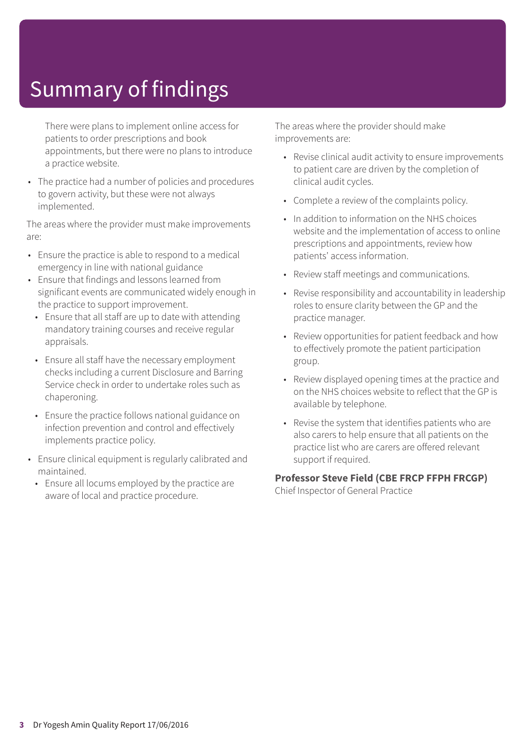# Summary of findings

There were plans to implement online access for patients to order prescriptions and book appointments, but there were no plans to introduce a practice website.

- The practice had a number of policies and procedures to govern activity, but these were not always implemented.

The areas where the provider must make improvements are:

- Ensure the practice is able to respond to a medical emergency in line with national guidance
- Ensure that findings and lessons learned from significant events are communicated widely enough in the practice to support improvement.
- Ensure that all staff are up to date with attending mandatory training courses and receive regular appraisals.
- Ensure all staff have the necessary employment checks including a current Disclosure and Barring Service check in order to undertake roles such as chaperoning.
- Ensure the practice follows national guidance on infection prevention and control and effectively implements practice policy.
- Ensure clinical equipment is regularly calibrated and maintained.
- Ensure all locums employed by the practice are aware of local and practice procedure.

The areas where the provider should make improvements are:

- Revise clinical audit activity to ensure improvements to patient care are driven by the completion of clinical audit cycles.
- Complete a review of the complaints policy.
- In addition to information on the NHS choices website and the implementation of access to online prescriptions and appointments, review how patients' access information.
- Review staff meetings and communications.
- Revise responsibility and accountability in leadership roles to ensure clarity between the GP and the practice manager.
- Review opportunities for patient feedback and how to effectively promote the patient participation group.
- Review displayed opening times at the practice and on the NHS choices website to reflect that the GP is available by telephone.
- Revise the system that identifies patients who are also carers to help ensure that all patients on the practice list who are carers are offered relevant support if required.

**Professor Steve Field (CBE FRCP FFPH FRCGP)**
Chief Inspector of General Practice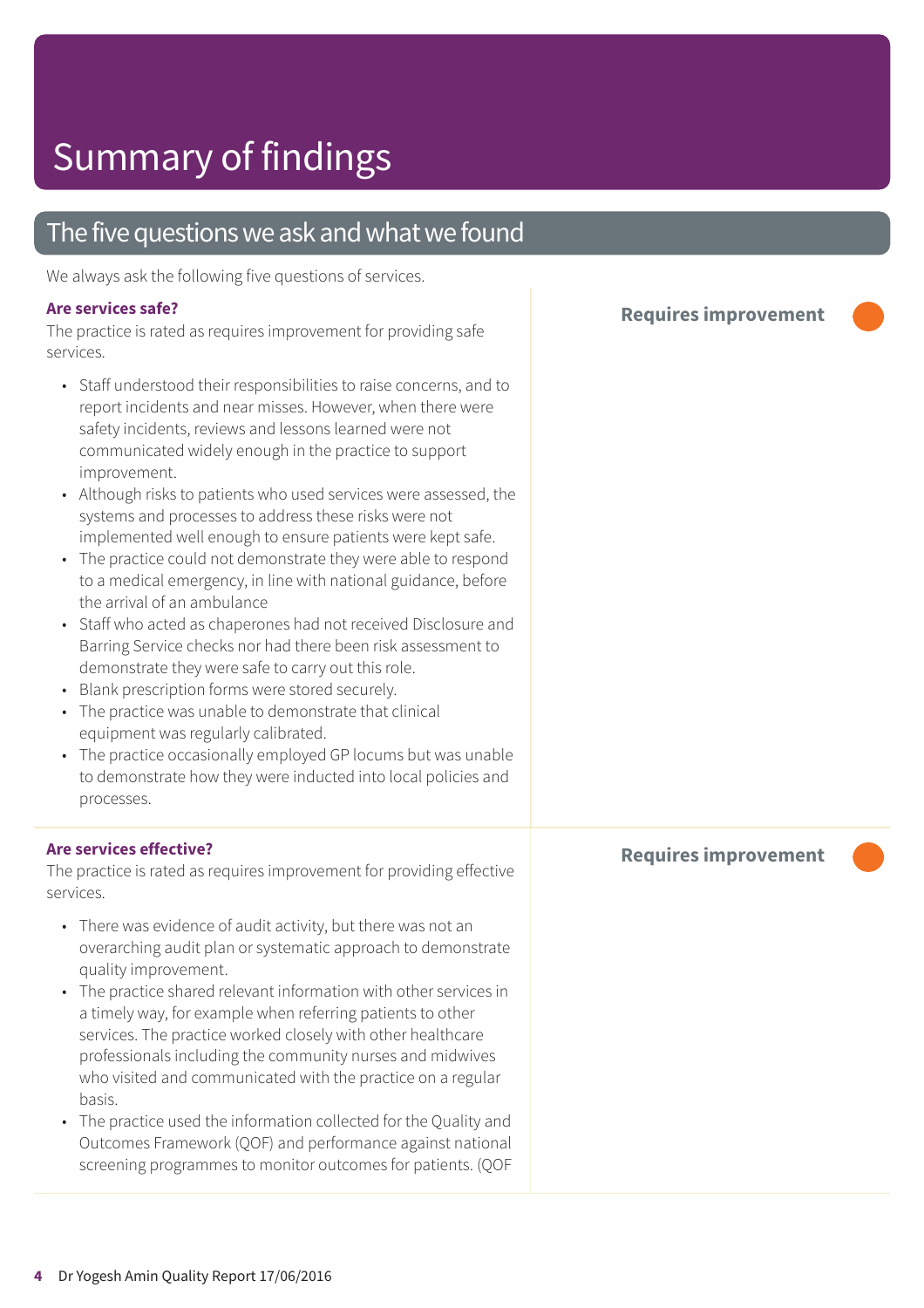# Summary of findings

## The five questions we ask and what we found

We always ask the following five questions of services.

**Are services safe?**

**Requires improvement**

The practice is rated as requires improvement for providing safe services.

- Staff understood their responsibilities to raise concerns, and to report incidents and near misses. However, when there were safety incidents, reviews and lessons learned were not communicated widely enough in the practice to support improvement.
- Although risks to patients who used services were assessed, the systems and processes to address these risks were not implemented well enough to ensure patients were kept safe.
- The practice could not demonstrate they were able to respond to a medical emergency, in line with national guidance, before the arrival of an ambulance
- Staff who acted as chaperones had not received Disclosure and Barring Service checks nor had there been risk assessment to demonstrate they were safe to carry out this role.
- Blank prescription forms were stored securely.
- The practice was unable to demonstrate that clinical equipment was regularly calibrated.
- The practice occasionally employed GP locums but was unable to demonstrate how they were inducted into local policies and processes.

**Are services effective?**

**Requires improvement**

The practice is rated as requires improvement for providing effective services.

- There was evidence of audit activity, but there was not an overarching audit plan or systematic approach to demonstrate quality improvement.
- The practice shared relevant information with other services in a timely way, for example when referring patients to other services. The practice worked closely with other healthcare professionals including the community nurses and midwives who visited and communicated with the practice on a regular basis.
- The practice used the information collected for the Quality and Outcomes Framework (QOF) and performance against national screening programmes to monitor outcomes for patients. (QOF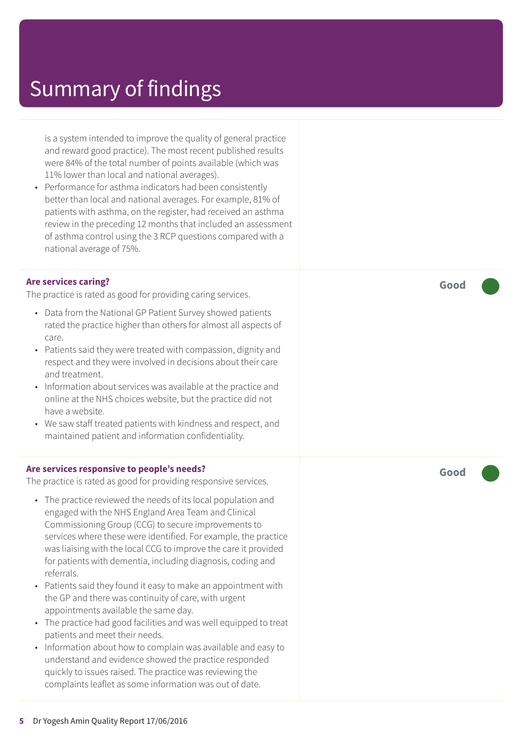# Summary of findings

is a system intended to improve the quality of general practice and reward good practice). The most recent published results were 84% of the total number of points available (which was 11% lower than local and national averages).

- Performance for asthma indicators had been consistently better than local and national averages. For example, 81% of patients with asthma, on the register, had received an asthma review in the preceding 12 months that included an assessment of asthma control using the 3 RCP questions compared with a national average of 75%.

**Are services caring?** — **Good**

The practice is rated as good for providing caring services.

- Data from the National GP Patient Survey showed patients rated the practice higher than others for almost all aspects of care.
- Patients said they were treated with compassion, dignity and respect and they were involved in decisions about their care and treatment.
- Information about services was available at the practice and online at the NHS choices website, but the practice did not have a website.
- We saw staff treated patients with kindness and respect, and maintained patient and information confidentiality.

**Are services responsive to people's needs?** — **Good**

The practice is rated as good for providing responsive services.

- The practice reviewed the needs of its local population and engaged with the NHS England Area Team and Clinical Commissioning Group (CCG) to secure improvements to services where these were identified. For example, the practice was liaising with the local CCG to improve the care it provided for patients with dementia, including diagnosis, coding and referrals.
- Patients said they found it easy to make an appointment with the GP and there was continuity of care, with urgent appointments available the same day.
- The practice had good facilities and was well equipped to treat patients and meet their needs.
- Information about how to complain was available and easy to understand and evidence showed the practice responded quickly to issues raised. The practice was reviewing the complaints leaflet as some information was out of date.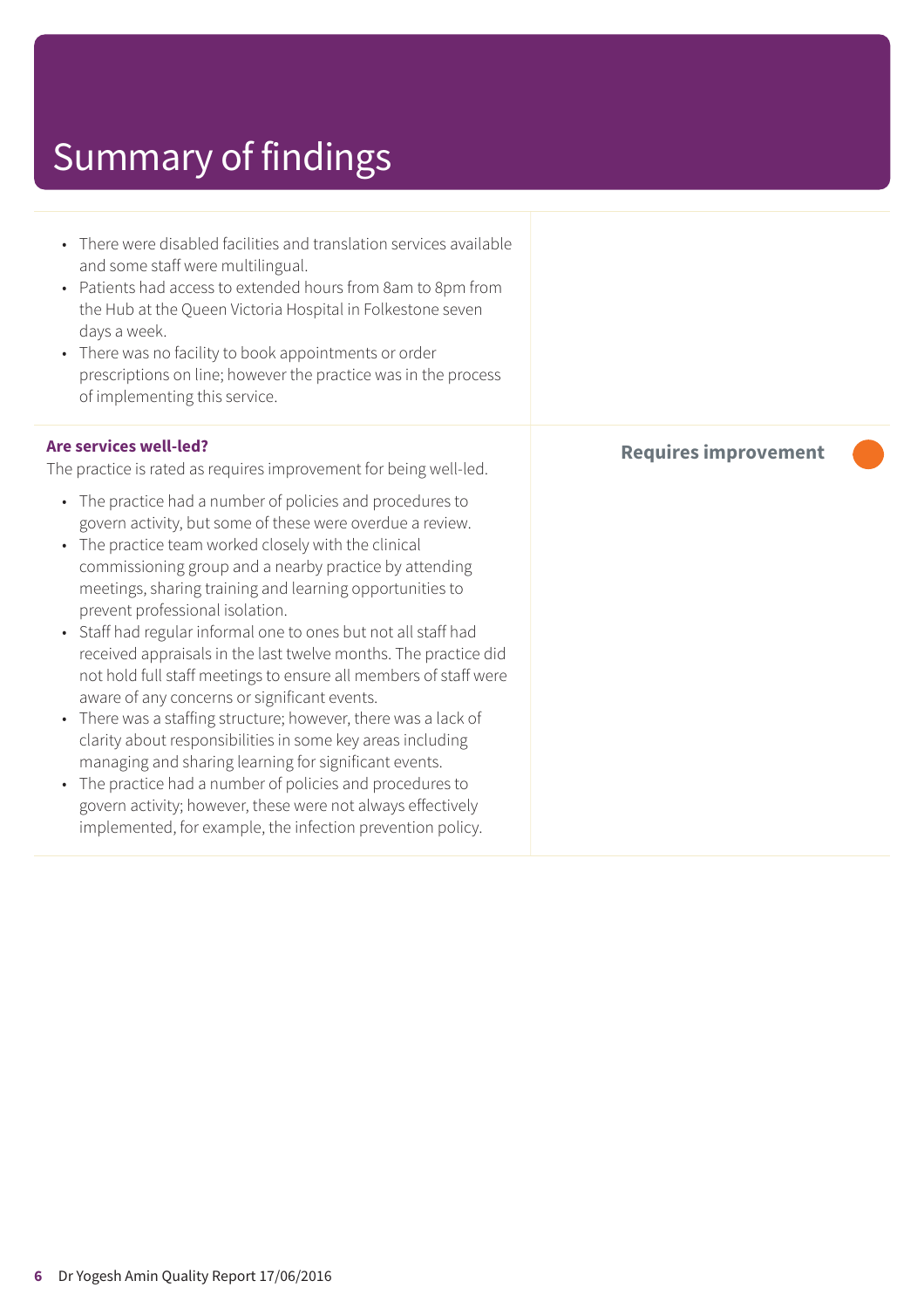# Summary of findings

- There were disabled facilities and translation services available and some staff were multilingual.
- Patients had access to extended hours from 8am to 8pm from the Hub at the Queen Victoria Hospital in Folkestone seven days a week.
- There was no facility to book appointments or order prescriptions on line; however the practice was in the process of implementing this service.

**Are services well-led?**

**Requires improvement**

The practice is rated as requires improvement for being well-led.

- The practice had a number of policies and procedures to govern activity, but some of these were overdue a review.
- The practice team worked closely with the clinical commissioning group and a nearby practice by attending meetings, sharing training and learning opportunities to prevent professional isolation.
- Staff had regular informal one to ones but not all staff had received appraisals in the last twelve months. The practice did not hold full staff meetings to ensure all members of staff were aware of any concerns or significant events.
- There was a staffing structure; however, there was a lack of clarity about responsibilities in some key areas including managing and sharing learning for significant events.
- The practice had a number of policies and procedures to govern activity; however, these were not always effectively implemented, for example, the infection prevention policy.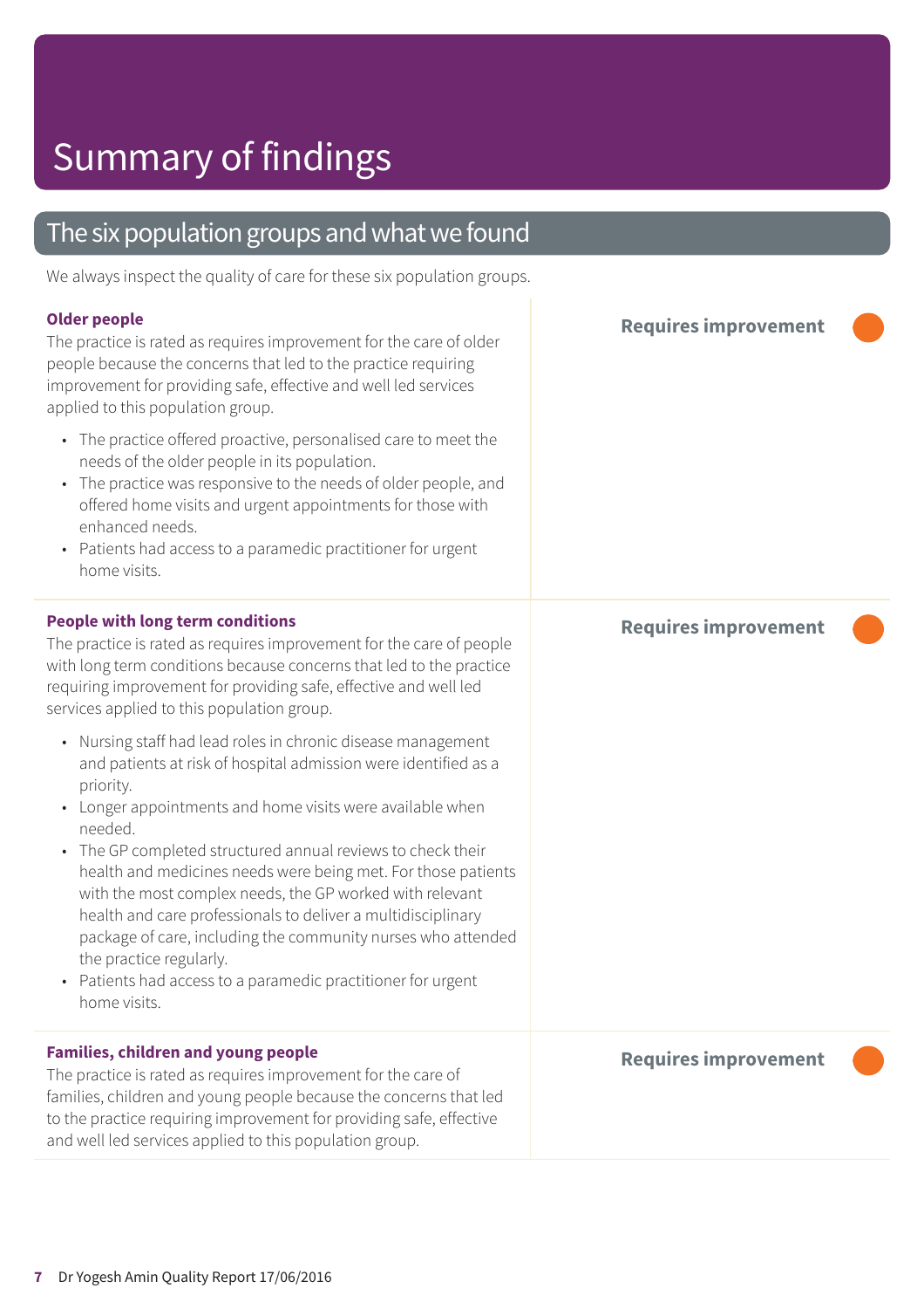# Summary of findings

## The six population groups and what we found

We always inspect the quality of care for these six population groups.

**Older people** — **Requires improvement**

The practice is rated as requires improvement for the care of older people because the concerns that led to the practice requiring improvement for providing safe, effective and well led services applied to this population group.

- The practice offered proactive, personalised care to meet the needs of the older people in its population.
- The practice was responsive to the needs of older people, and offered home visits and urgent appointments for those with enhanced needs.
- Patients had access to a paramedic practitioner for urgent home visits.

**People with long term conditions** — **Requires improvement**

The practice is rated as requires improvement for the care of people with long term conditions because concerns that led to the practice requiring improvement for providing safe, effective and well led services applied to this population group.

- Nursing staff had lead roles in chronic disease management and patients at risk of hospital admission were identified as a priority.
- Longer appointments and home visits were available when needed.
- The GP completed structured annual reviews to check their health and medicines needs were being met. For those patients with the most complex needs, the GP worked with relevant health and care professionals to deliver a multidisciplinary package of care, including the community nurses who attended the practice regularly.
- Patients had access to a paramedic practitioner for urgent home visits.

**Families, children and young people** — **Requires improvement**

The practice is rated as requires improvement for the care of families, children and young people because the concerns that led to the practice requiring improvement for providing safe, effective and well led services applied to this population group.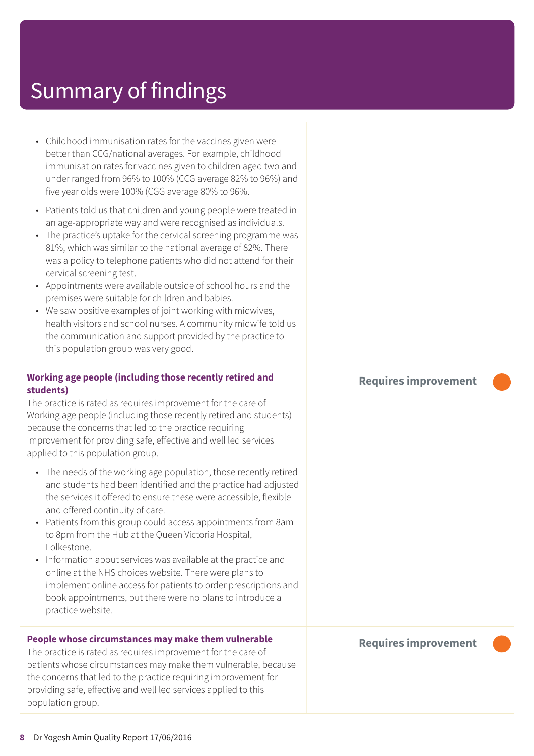# Summary of findings

- Childhood immunisation rates for the vaccines given were better than CCG/national averages. For example, childhood immunisation rates for vaccines given to children aged two and under ranged from 96% to 100% (CCG average 82% to 96%) and five year olds were 100% (CGG average 80% to 96%.
- Patients told us that children and young people were treated in an age-appropriate way and were recognised as individuals.
- The practice's uptake for the cervical screening programme was 81%, which was similar to the national average of 82%. There was a policy to telephone patients who did not attend for their cervical screening test.
- Appointments were available outside of school hours and the premises were suitable for children and babies.
- We saw positive examples of joint working with midwives, health visitors and school nurses. A community midwife told us the communication and support provided by the practice to this population group was very good.

**Working age people (including those recently retired and students)** — **Requires improvement**

The practice is rated as requires improvement for the care of Working age people (including those recently retired and students) because the concerns that led to the practice requiring improvement for providing safe, effective and well led services applied to this population group.

- The needs of the working age population, those recently retired and students had been identified and the practice had adjusted the services it offered to ensure these were accessible, flexible and offered continuity of care.
- Patients from this group could access appointments from 8am to 8pm from the Hub at the Queen Victoria Hospital, Folkestone.
- Information about services was available at the practice and online at the NHS choices website. There were plans to implement online access for patients to order prescriptions and book appointments, but there were no plans to introduce a practice website.

**People whose circumstances may make them vulnerable** — **Requires improvement**

The practice is rated as requires improvement for the care of patients whose circumstances may make them vulnerable, because the concerns that led to the practice requiring improvement for providing safe, effective and well led services applied to this population group.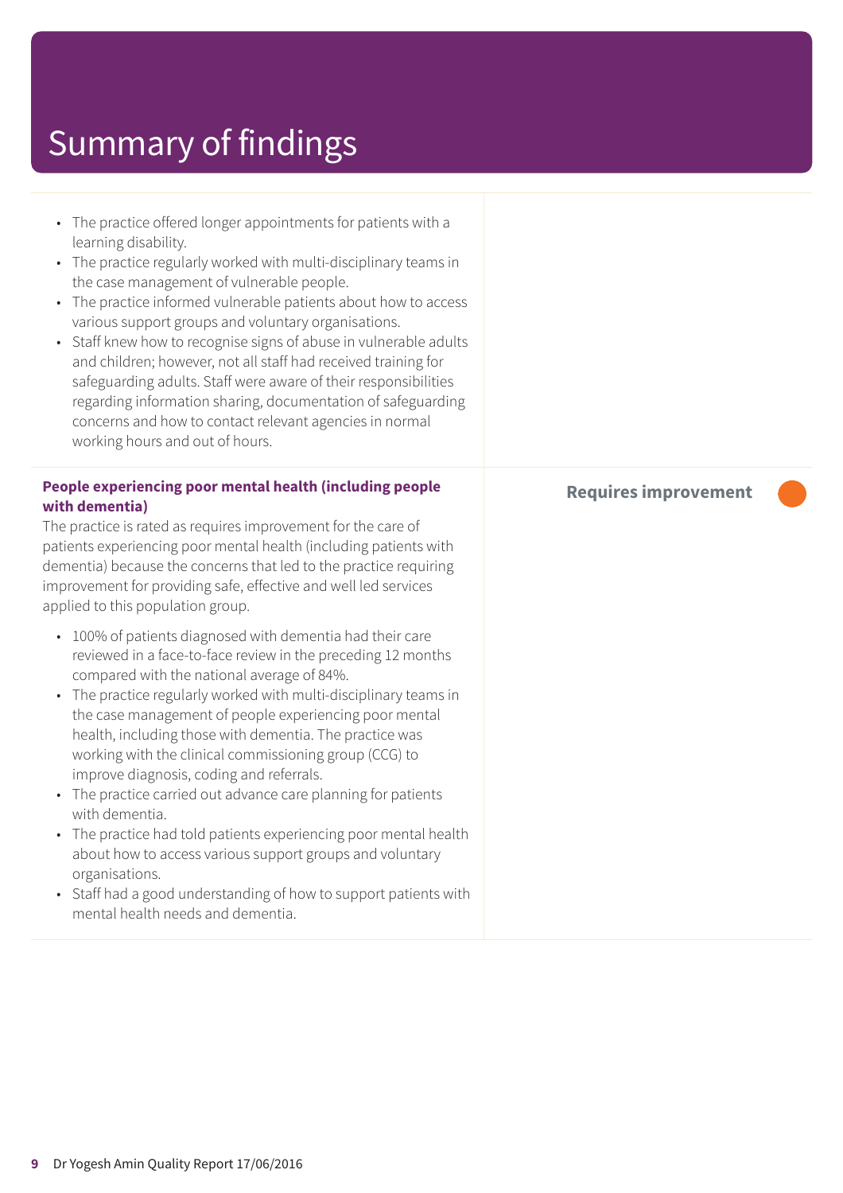# Summary of findings

- The practice offered longer appointments for patients with a learning disability.
- The practice regularly worked with multi-disciplinary teams in the case management of vulnerable people.
- The practice informed vulnerable patients about how to access various support groups and voluntary organisations.
- Staff knew how to recognise signs of abuse in vulnerable adults and children; however, not all staff had received training for safeguarding adults. Staff were aware of their responsibilities regarding information sharing, documentation of safeguarding concerns and how to contact relevant agencies in normal working hours and out of hours.

**People experiencing poor mental health (including people with dementia)**

**Requires improvement**

The practice is rated as requires improvement for the care of patients experiencing poor mental health (including patients with dementia) because the concerns that led to the practice requiring improvement for providing safe, effective and well led services applied to this population group.

- 100% of patients diagnosed with dementia had their care reviewed in a face-to-face review in the preceding 12 months compared with the national average of 84%.
- The practice regularly worked with multi-disciplinary teams in the case management of people experiencing poor mental health, including those with dementia. The practice was working with the clinical commissioning group (CCG) to improve diagnosis, coding and referrals.
- The practice carried out advance care planning for patients with dementia.
- The practice had told patients experiencing poor mental health about how to access various support groups and voluntary organisations.
- Staff had a good understanding of how to support patients with mental health needs and dementia.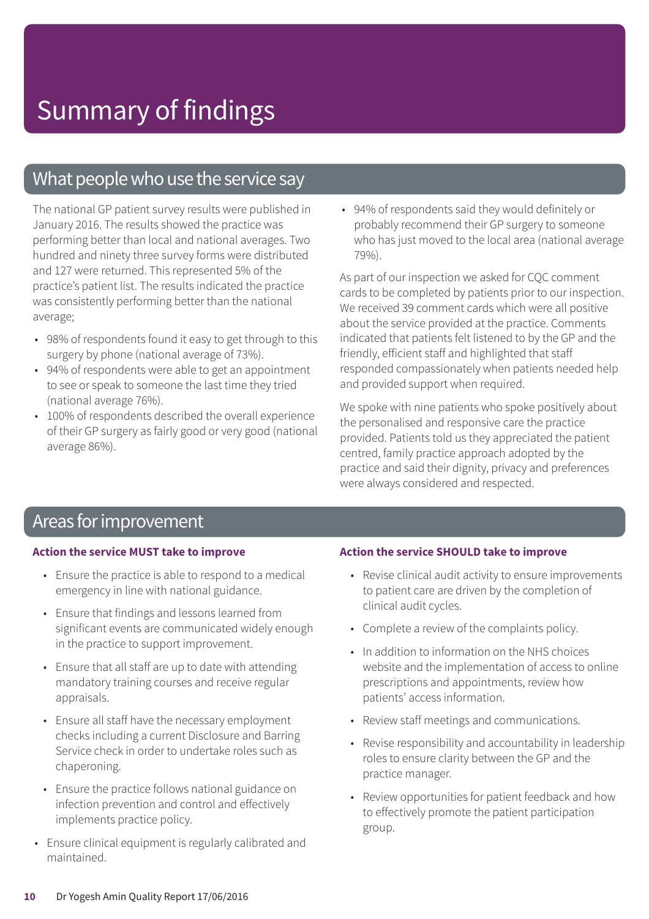# Summary of findings

## What people who use the service say

The national GP patient survey results were published in January 2016. The results showed the practice was performing better than local and national averages. Two hundred and ninety three survey forms were distributed and 127 were returned. This represented 5% of the practice's patient list. The results indicated the practice was consistently performing better than the national average;

- 98% of respondents found it easy to get through to this surgery by phone (national average of 73%).
- 94% of respondents were able to get an appointment to see or speak to someone the last time they tried (national average 76%).
- 100% of respondents described the overall experience of their GP surgery as fairly good or very good (national average 86%).
- 94% of respondents said they would definitely or probably recommend their GP surgery to someone who has just moved to the local area (national average 79%).

As part of our inspection we asked for CQC comment cards to be completed by patients prior to our inspection. We received 39 comment cards which were all positive about the service provided at the practice. Comments indicated that patients felt listened to by the GP and the friendly, efficient staff and highlighted that staff responded compassionately when patients needed help and provided support when required.

We spoke with nine patients who spoke positively about the personalised and responsive care the practice provided. Patients told us they appreciated the patient centred, family practice approach adopted by the practice and said their dignity, privacy and preferences were always considered and respected.

## Areas for improvement

### Action the service MUST take to improve

- Ensure the practice is able to respond to a medical emergency in line with national guidance.
- Ensure that findings and lessons learned from significant events are communicated widely enough in the practice to support improvement.
- Ensure that all staff are up to date with attending mandatory training courses and receive regular appraisals.
- Ensure all staff have the necessary employment checks including a current Disclosure and Barring Service check in order to undertake roles such as chaperoning.
- Ensure the practice follows national guidance on infection prevention and control and effectively implements practice policy.
- Ensure clinical equipment is regularly calibrated and maintained.

### Action the service SHOULD take to improve

- Revise clinical audit activity to ensure improvements to patient care are driven by the completion of clinical audit cycles.
- Complete a review of the complaints policy.
- In addition to information on the NHS choices website and the implementation of access to online prescriptions and appointments, review how patients' access information.
- Review staff meetings and communications.
- Revise responsibility and accountability in leadership roles to ensure clarity between the GP and the practice manager.
- Review opportunities for patient feedback and how to effectively promote the patient participation group.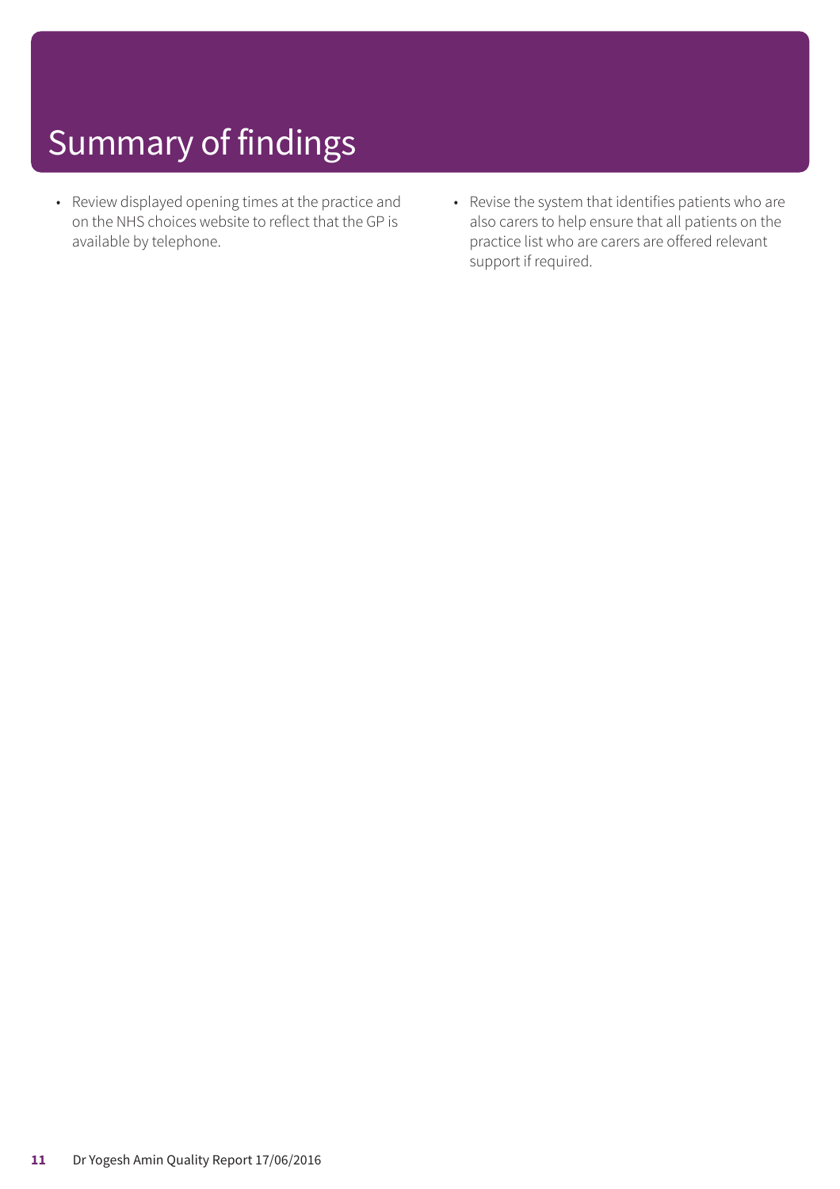# Summary of findings

- Review displayed opening times at the practice and on the NHS choices website to reflect that the GP is available by telephone.
- Revise the system that identifies patients who are also carers to help ensure that all patients on the practice list who are carers are offered relevant support if required.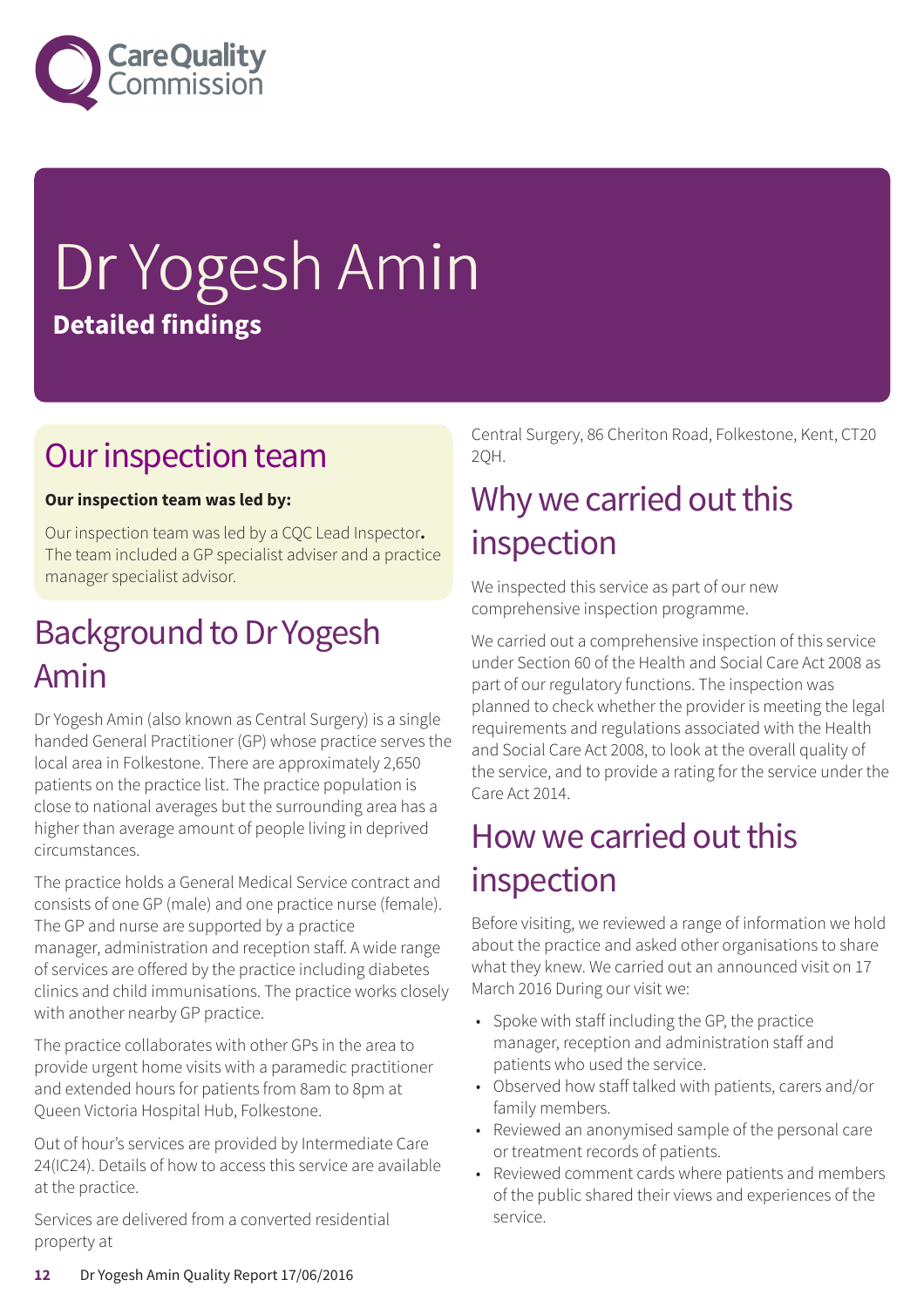# Dr Yogesh Amin

**Detailed findings**

## Our inspection team

**Our inspection team was led by:**

Our inspection team was led by a CQC Lead Inspector**.** The team included a GP specialist adviser and a practice manager specialist advisor.

## Background to Dr Yogesh Amin

Dr Yogesh Amin (also known as Central Surgery) is a single handed General Practitioner (GP) whose practice serves the local area in Folkestone. There are approximately 2,650 patients on the practice list. The practice population is close to national averages but the surrounding area has a higher than average amount of people living in deprived circumstances.

The practice holds a General Medical Service contract and consists of one GP (male) and one practice nurse (female). The GP and nurse are supported by a practice manager, administration and reception staff. A wide range of services are offered by the practice including diabetes clinics and child immunisations. The practice works closely with another nearby GP practice.

The practice collaborates with other GPs in the area to provide urgent home visits with a paramedic practitioner and extended hours for patients from 8am to 8pm at Queen Victoria Hospital Hub, Folkestone.

Out of hour's services are provided by Intermediate Care 24(IC24). Details of how to access this service are available at the practice.

Services are delivered from a converted residential property at Central Surgery, 86 Cheriton Road, Folkestone, Kent, CT20 2QH.

## Why we carried out this inspection

We inspected this service as part of our new comprehensive inspection programme.

We carried out a comprehensive inspection of this service under Section 60 of the Health and Social Care Act 2008 as part of our regulatory functions. The inspection was planned to check whether the provider is meeting the legal requirements and regulations associated with the Health and Social Care Act 2008, to look at the overall quality of the service, and to provide a rating for the service under the Care Act 2014.

## How we carried out this inspection

Before visiting, we reviewed a range of information we hold about the practice and asked other organisations to share what they knew. We carried out an announced visit on 17 March 2016 During our visit we:

- Spoke with staff including the GP, the practice manager, reception and administration staff and patients who used the service.
- Observed how staff talked with patients, carers and/or family members.
- Reviewed an anonymised sample of the personal care or treatment records of patients.
- Reviewed comment cards where patients and members of the public shared their views and experiences of the service.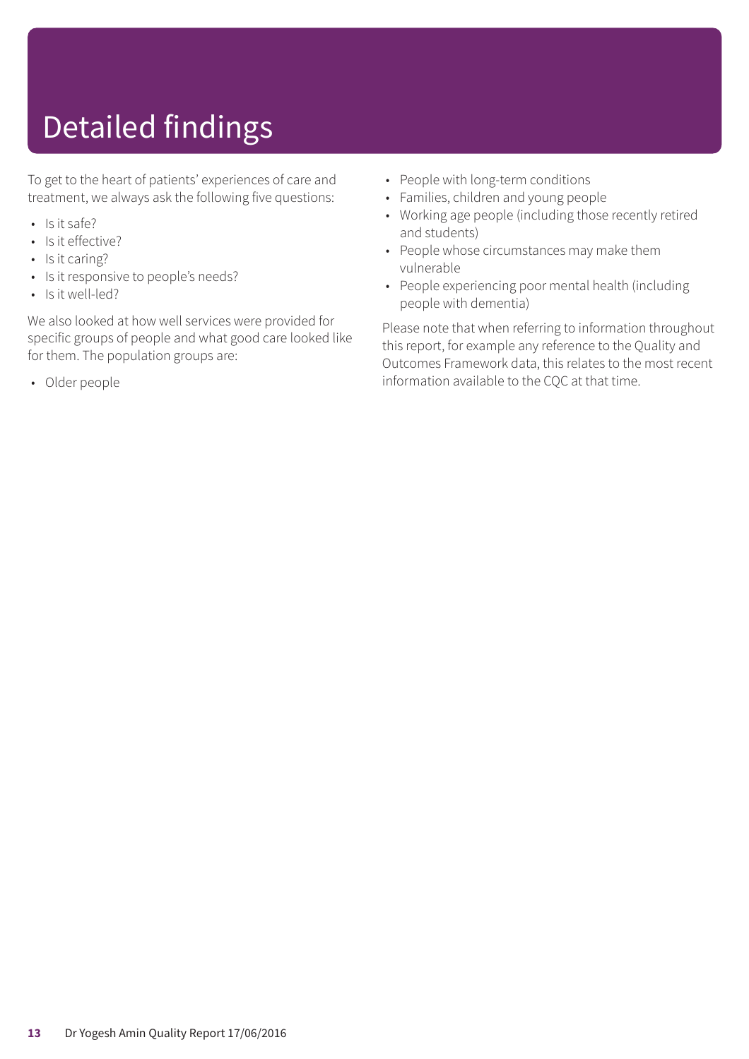# Detailed findings

To get to the heart of patients' experiences of care and treatment, we always ask the following five questions:

- Is it safe?
- Is it effective?
- Is it caring?
- Is it responsive to people's needs?
- Is it well-led?

We also looked at how well services were provided for specific groups of people and what good care looked like for them. The population groups are:

- Older people
- People with long-term conditions
- Families, children and young people
- Working age people (including those recently retired and students)
- People whose circumstances may make them vulnerable
- People experiencing poor mental health (including people with dementia)

Please note that when referring to information throughout this report, for example any reference to the Quality and Outcomes Framework data, this relates to the most recent information available to the CQC at that time.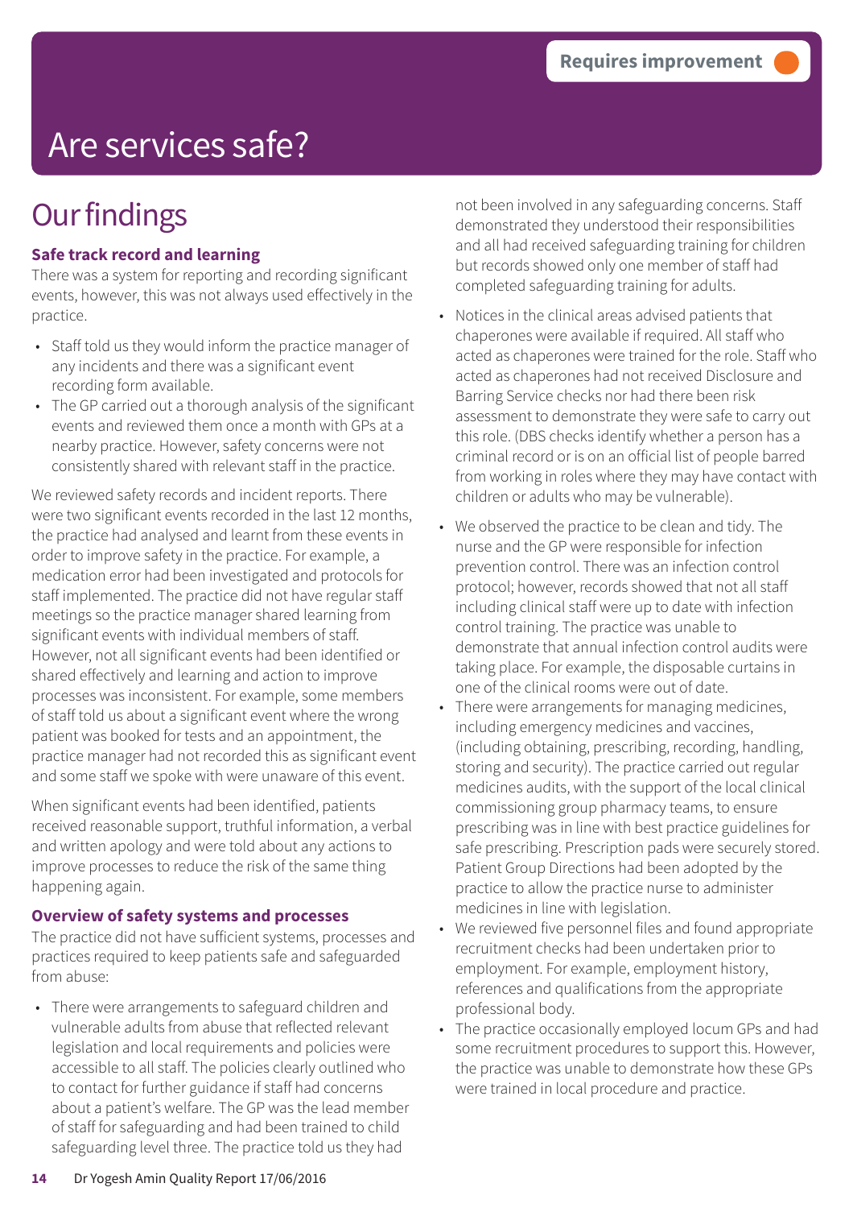Requires improvement

# Are services safe?

## Our findings

### Safe track record and learning

There was a system for reporting and recording significant events, however, this was not always used effectively in the practice.

- Staff told us they would inform the practice manager of any incidents and there was a significant event recording form available.
- The GP carried out a thorough analysis of the significant events and reviewed them once a month with GPs at a nearby practice. However, safety concerns were not consistently shared with relevant staff in the practice.

We reviewed safety records and incident reports. There were two significant events recorded in the last 12 months, the practice had analysed and learnt from these events in order to improve safety in the practice. For example, a medication error had been investigated and protocols for staff implemented. The practice did not have regular staff meetings so the practice manager shared learning from significant events with individual members of staff. However, not all significant events had been identified or shared effectively and learning and action to improve processes was inconsistent. For example, some members of staff told us about a significant event where the wrong patient was booked for tests and an appointment, the practice manager had not recorded this as significant event and some staff we spoke with were unaware of this event.

When significant events had been identified, patients received reasonable support, truthful information, a verbal and written apology and were told about any actions to improve processes to reduce the risk of the same thing happening again.

### Overview of safety systems and processes

The practice did not have sufficient systems, processes and practices required to keep patients safe and safeguarded from abuse:

- There were arrangements to safeguard children and vulnerable adults from abuse that reflected relevant legislation and local requirements and policies were accessible to all staff. The policies clearly outlined who to contact for further guidance if staff had concerns about a patient's welfare. The GP was the lead member of staff for safeguarding and had been trained to child safeguarding level three. The practice told us they had not been involved in any safeguarding concerns. Staff demonstrated they understood their responsibilities and all had received safeguarding training for children but records showed only one member of staff had completed safeguarding training for adults.
- Notices in the clinical areas advised patients that chaperones were available if required. All staff who acted as chaperones were trained for the role. Staff who acted as chaperones had not received Disclosure and Barring Service checks nor had there been risk assessment to demonstrate they were safe to carry out this role. (DBS checks identify whether a person has a criminal record or is on an official list of people barred from working in roles where they may have contact with children or adults who may be vulnerable).
- We observed the practice to be clean and tidy. The nurse and the GP were responsible for infection prevention control. There was an infection control protocol; however, records showed that not all staff including clinical staff were up to date with infection control training. The practice was unable to demonstrate that annual infection control audits were taking place. For example, the disposable curtains in one of the clinical rooms were out of date.
- There were arrangements for managing medicines, including emergency medicines and vaccines, (including obtaining, prescribing, recording, handling, storing and security). The practice carried out regular medicines audits, with the support of the local clinical commissioning group pharmacy teams, to ensure prescribing was in line with best practice guidelines for safe prescribing. Prescription pads were securely stored. Patient Group Directions had been adopted by the practice to allow the practice nurse to administer medicines in line with legislation.
- We reviewed five personnel files and found appropriate recruitment checks had been undertaken prior to employment. For example, employment history, references and qualifications from the appropriate professional body.
- The practice occasionally employed locum GPs and had some recruitment procedures to support this. However, the practice was unable to demonstrate how these GPs were trained in local procedure and practice.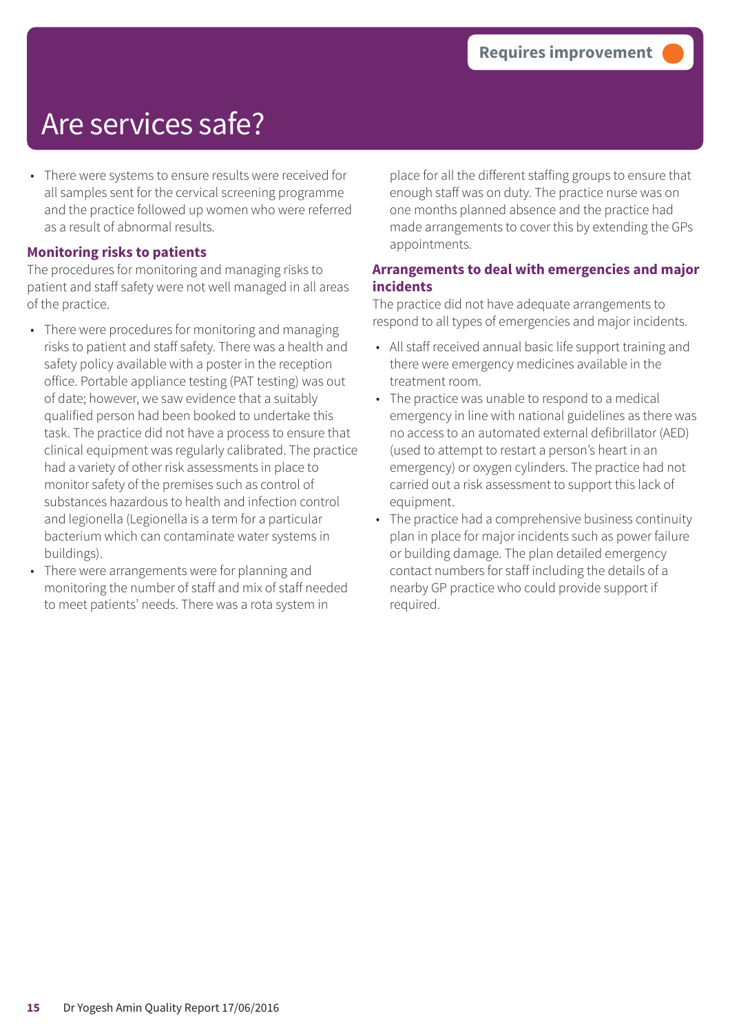# Are services safe?

Requires improvement

- There were systems to ensure results were received for all samples sent for the cervical screening programme and the practice followed up women who were referred as a result of abnormal results.

### Monitoring risks to patients

The procedures for monitoring and managing risks to patient and staff safety were not well managed in all areas of the practice.

- There were procedures for monitoring and managing risks to patient and staff safety. There was a health and safety policy available with a poster in the reception office. Portable appliance testing (PAT testing) was out of date; however, we saw evidence that a suitably qualified person had been booked to undertake this task. The practice did not have a process to ensure that clinical equipment was regularly calibrated. The practice had a variety of other risk assessments in place to monitor safety of the premises such as control of substances hazardous to health and infection control and legionella (Legionella is a term for a particular bacterium which can contaminate water systems in buildings).
- There were arrangements were for planning and monitoring the number of staff and mix of staff needed to meet patients' needs. There was a rota system in place for all the different staffing groups to ensure that enough staff was on duty. The practice nurse was on one months planned absence and the practice had made arrangements to cover this by extending the GPs appointments.

### Arrangements to deal with emergencies and major incidents

The practice did not have adequate arrangements to respond to all types of emergencies and major incidents.

- All staff received annual basic life support training and there were emergency medicines available in the treatment room.
- The practice was unable to respond to a medical emergency in line with national guidelines as there was no access to an automated external defibrillator (AED) (used to attempt to restart a person's heart in an emergency) or oxygen cylinders. The practice had not carried out a risk assessment to support this lack of equipment.
- The practice had a comprehensive business continuity plan in place for major incidents such as power failure or building damage. The plan detailed emergency contact numbers for staff including the details of a nearby GP practice who could provide support if required.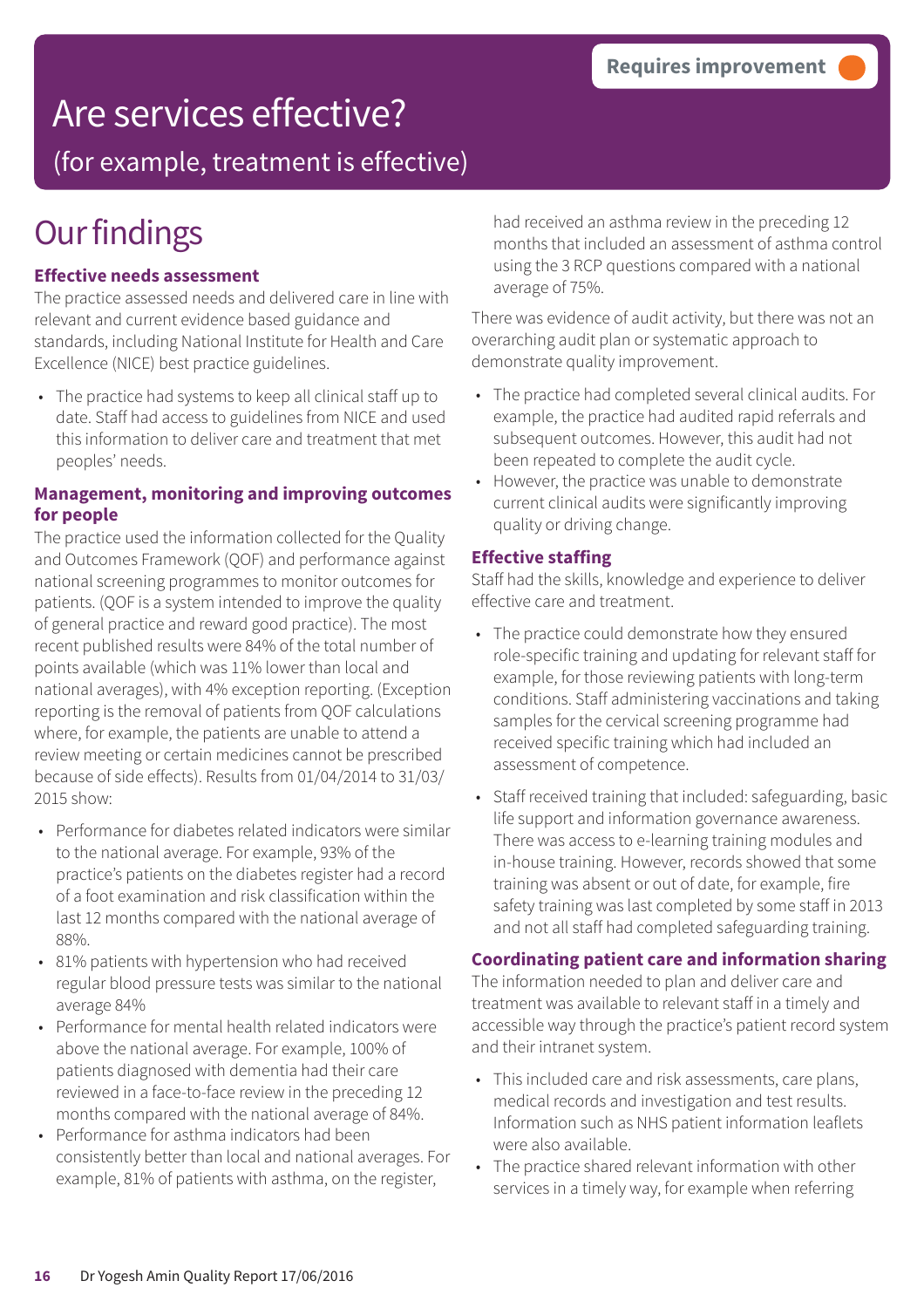Requires improvement

# Are services effective?

(for example, treatment is effective)

## Our findings

### Effective needs assessment

The practice assessed needs and delivered care in line with relevant and current evidence based guidance and standards, including National Institute for Health and Care Excellence (NICE) best practice guidelines.

- The practice had systems to keep all clinical staff up to date. Staff had access to guidelines from NICE and used this information to deliver care and treatment that met peoples' needs.

### Management, monitoring and improving outcomes for people

The practice used the information collected for the Quality and Outcomes Framework (QOF) and performance against national screening programmes to monitor outcomes for patients. (QOF is a system intended to improve the quality of general practice and reward good practice). The most recent published results were 84% of the total number of points available (which was 11% lower than local and national averages), with 4% exception reporting. (Exception reporting is the removal of patients from QOF calculations where, for example, the patients are unable to attend a review meeting or certain medicines cannot be prescribed because of side effects). Results from 01/04/2014 to 31/03/2015 show:

- Performance for diabetes related indicators were similar to the national average. For example, 93% of the practice's patients on the diabetes register had a record of a foot examination and risk classification within the last 12 months compared with the national average of 88%.
- 81% patients with hypertension who had received regular blood pressure tests was similar to the national average 84%
- Performance for mental health related indicators were above the national average. For example, 100% of patients diagnosed with dementia had their care reviewed in a face-to-face review in the preceding 12 months compared with the national average of 84%.
- Performance for asthma indicators had been consistently better than local and national averages. For example, 81% of patients with asthma, on the register, had received an asthma review in the preceding 12 months that included an assessment of asthma control using the 3 RCP questions compared with a national average of 75%.

There was evidence of audit activity, but there was not an overarching audit plan or systematic approach to demonstrate quality improvement.

- The practice had completed several clinical audits. For example, the practice had audited rapid referrals and subsequent outcomes. However, this audit had not been repeated to complete the audit cycle.
- However, the practice was unable to demonstrate current clinical audits were significantly improving quality or driving change.

### Effective staffing

Staff had the skills, knowledge and experience to deliver effective care and treatment.

- The practice could demonstrate how they ensured role-specific training and updating for relevant staff for example, for those reviewing patients with long-term conditions. Staff administering vaccinations and taking samples for the cervical screening programme had received specific training which had included an assessment of competence.
- Staff received training that included: safeguarding, basic life support and information governance awareness. There was access to e-learning training modules and in-house training. However, records showed that some training was absent or out of date, for example, fire safety training was last completed by some staff in 2013 and not all staff had completed safeguarding training.

### Coordinating patient care and information sharing

The information needed to plan and deliver care and treatment was available to relevant staff in a timely and accessible way through the practice's patient record system and their intranet system.

- This included care and risk assessments, care plans, medical records and investigation and test results. Information such as NHS patient information leaflets were also available.
- The practice shared relevant information with other services in a timely way, for example when referring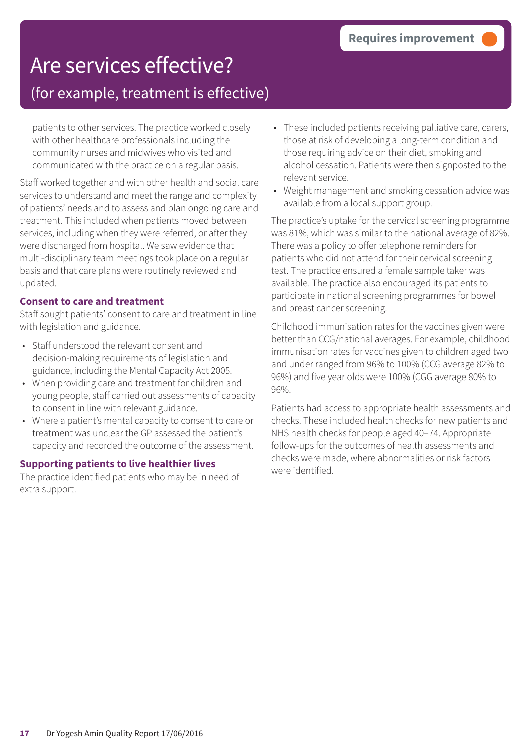# Are services effective?

## (for example, treatment is effective)

**Requires improvement**

patients to other services. The practice worked closely with other healthcare professionals including the community nurses and midwives who visited and communicated with the practice on a regular basis.

Staff worked together and with other health and social care services to understand and meet the range and complexity of patients' needs and to assess and plan ongoing care and treatment. This included when patients moved between services, including when they were referred, or after they were discharged from hospital. We saw evidence that multi-disciplinary team meetings took place on a regular basis and that care plans were routinely reviewed and updated.

### Consent to care and treatment

Staff sought patients' consent to care and treatment in line with legislation and guidance.

- Staff understood the relevant consent and decision-making requirements of legislation and guidance, including the Mental Capacity Act 2005.
- When providing care and treatment for children and young people, staff carried out assessments of capacity to consent in line with relevant guidance.
- Where a patient's mental capacity to consent to care or treatment was unclear the GP assessed the patient's capacity and recorded the outcome of the assessment.

### Supporting patients to live healthier lives

The practice identified patients who may be in need of extra support.

- These included patients receiving palliative care, carers, those at risk of developing a long-term condition and those requiring advice on their diet, smoking and alcohol cessation. Patients were then signposted to the relevant service.
- Weight management and smoking cessation advice was available from a local support group.

The practice's uptake for the cervical screening programme was 81%, which was similar to the national average of 82%. There was a policy to offer telephone reminders for patients who did not attend for their cervical screening test. The practice ensured a female sample taker was available. The practice also encouraged its patients to participate in national screening programmes for bowel and breast cancer screening.

Childhood immunisation rates for the vaccines given were better than CCG/national averages. For example, childhood immunisation rates for vaccines given to children aged two and under ranged from 96% to 100% (CCG average 82% to 96%) and five year olds were 100% (CGG average 80% to 96%.

Patients had access to appropriate health assessments and checks. These included health checks for new patients and NHS health checks for people aged 40–74. Appropriate follow-ups for the outcomes of health assessments and checks were made, where abnormalities or risk factors were identified.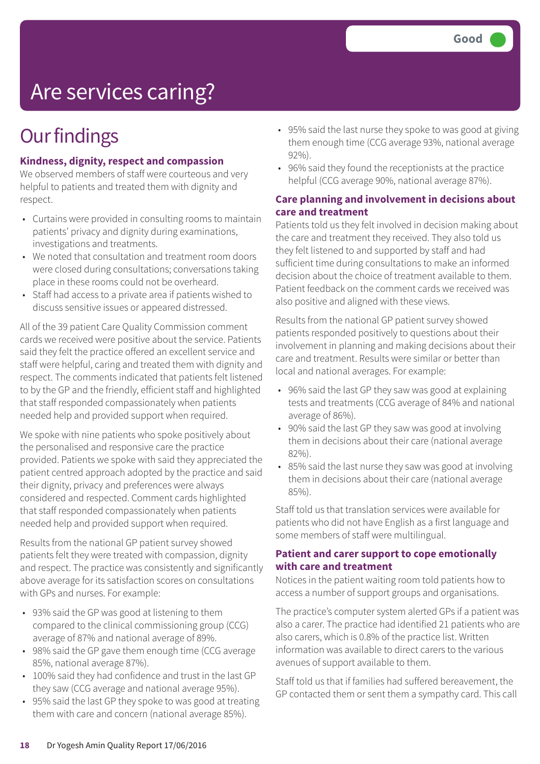# Are services caring?

Good

## Our findings

### Kindness, dignity, respect and compassion

We observed members of staff were courteous and very helpful to patients and treated them with dignity and respect.

- Curtains were provided in consulting rooms to maintain patients' privacy and dignity during examinations, investigations and treatments.
- We noted that consultation and treatment room doors were closed during consultations; conversations taking place in these rooms could not be overheard.
- Staff had access to a private area if patients wished to discuss sensitive issues or appeared distressed.

All of the 39 patient Care Quality Commission comment cards we received were positive about the service. Patients said they felt the practice offered an excellent service and staff were helpful, caring and treated them with dignity and respect. The comments indicated that patients felt listened to by the GP and the friendly, efficient staff and highlighted that staff responded compassionately when patients needed help and provided support when required.

We spoke with nine patients who spoke positively about the personalised and responsive care the practice provided. Patients we spoke with said they appreciated the patient centred approach adopted by the practice and said their dignity, privacy and preferences were always considered and respected. Comment cards highlighted that staff responded compassionately when patients needed help and provided support when required.

Results from the national GP patient survey showed patients felt they were treated with compassion, dignity and respect. The practice was consistently and significantly above average for its satisfaction scores on consultations with GPs and nurses. For example:

- 93% said the GP was good at listening to them compared to the clinical commissioning group (CCG) average of 87% and national average of 89%.
- 98% said the GP gave them enough time (CCG average 85%, national average 87%).
- 100% said they had confidence and trust in the last GP they saw (CCG average and national average 95%).
- 95% said the last GP they spoke to was good at treating them with care and concern (national average 85%).
- 95% said the last nurse they spoke to was good at giving them enough time (CCG average 93%, national average 92%).
- 96% said they found the receptionists at the practice helpful (CCG average 90%, national average 87%).

### Care planning and involvement in decisions about care and treatment

Patients told us they felt involved in decision making about the care and treatment they received. They also told us they felt listened to and supported by staff and had sufficient time during consultations to make an informed decision about the choice of treatment available to them. Patient feedback on the comment cards we received was also positive and aligned with these views.

Results from the national GP patient survey showed patients responded positively to questions about their involvement in planning and making decisions about their care and treatment. Results were similar or better than local and national averages. For example:

- 96% said the last GP they saw was good at explaining tests and treatments (CCG average of 84% and national average of 86%).
- 90% said the last GP they saw was good at involving them in decisions about their care (national average 82%).
- 85% said the last nurse they saw was good at involving them in decisions about their care (national average 85%).

Staff told us that translation services were available for patients who did not have English as a first language and some members of staff were multilingual.

### Patient and carer support to cope emotionally with care and treatment

Notices in the patient waiting room told patients how to access a number of support groups and organisations.

The practice's computer system alerted GPs if a patient was also a carer. The practice had identified 21 patients who are also carers, which is 0.8% of the practice list. Written information was available to direct carers to the various avenues of support available to them.

Staff told us that if families had suffered bereavement, the GP contacted them or sent them a sympathy card. This call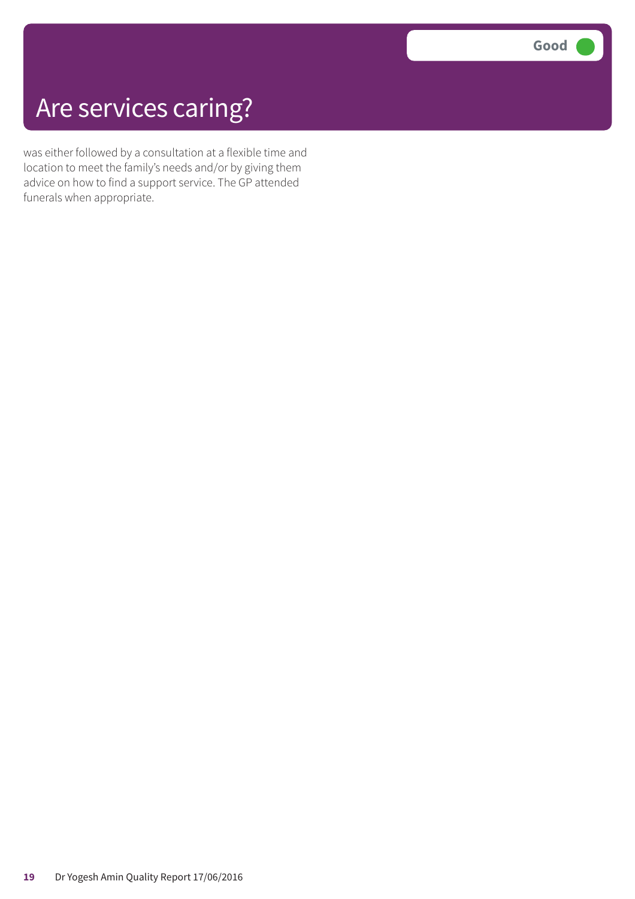# Are services caring?

Good

was either followed by a consultation at a flexible time and location to meet the family's needs and/or by giving them advice on how to find a support service. The GP attended funerals when appropriate.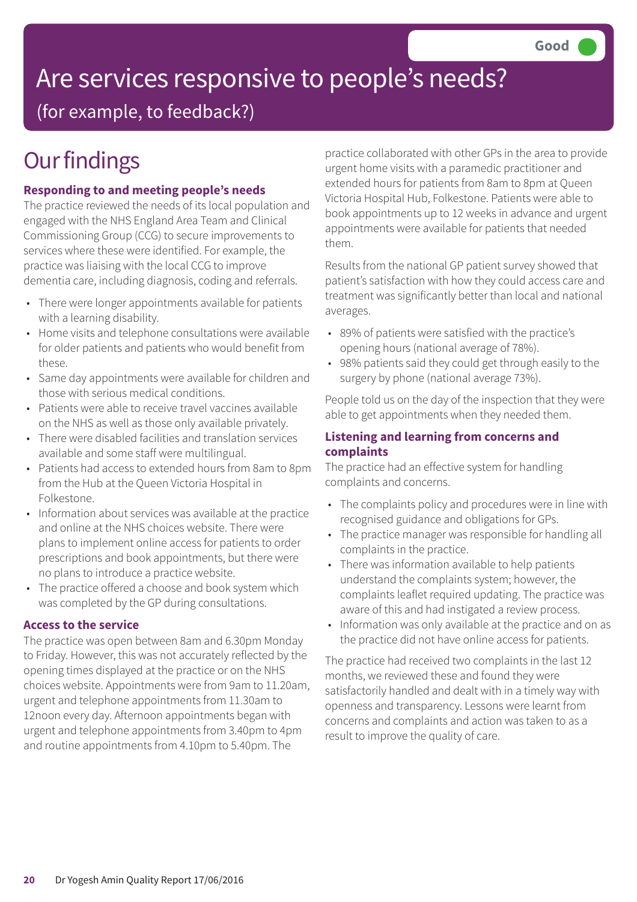Good

# Are services responsive to people's needs?

(for example, to feedback?)

# Our findings

### Responding to and meeting people's needs

The practice reviewed the needs of its local population and engaged with the NHS England Area Team and Clinical Commissioning Group (CCG) to secure improvements to services where these were identified. For example, the practice was liaising with the local CCG to improve dementia care, including diagnosis, coding and referrals.

- There were longer appointments available for patients with a learning disability.
- Home visits and telephone consultations were available for older patients and patients who would benefit from these.
- Same day appointments were available for children and those with serious medical conditions.
- Patients were able to receive travel vaccines available on the NHS as well as those only available privately.
- There were disabled facilities and translation services available and some staff were multilingual.
- Patients had access to extended hours from 8am to 8pm from the Hub at the Queen Victoria Hospital in Folkestone.
- Information about services was available at the practice and online at the NHS choices website. There were plans to implement online access for patients to order prescriptions and book appointments, but there were no plans to introduce a practice website.
- The practice offered a choose and book system which was completed by the GP during consultations.

### Access to the service

The practice was open between 8am and 6.30pm Monday to Friday. However, this was not accurately reflected by the opening times displayed at the practice or on the NHS choices website. Appointments were from 9am to 11.20am, urgent and telephone appointments from 11.30am to 12noon every day. Afternoon appointments began with urgent and telephone appointments from 3.40pm to 4pm and routine appointments from 4.10pm to 5.40pm. The practice collaborated with other GPs in the area to provide urgent home visits with a paramedic practitioner and extended hours for patients from 8am to 8pm at Queen Victoria Hospital Hub, Folkestone. Patients were able to book appointments up to 12 weeks in advance and urgent appointments were available for patients that needed them.

Results from the national GP patient survey showed that patient's satisfaction with how they could access care and treatment was significantly better than local and national averages.

- 89% of patients were satisfied with the practice's opening hours (national average of 78%).
- 98% patients said they could get through easily to the surgery by phone (national average 73%).

People told us on the day of the inspection that they were able to get appointments when they needed them.

### Listening and learning from concerns and complaints

The practice had an effective system for handling complaints and concerns.

- The complaints policy and procedures were in line with recognised guidance and obligations for GPs.
- The practice manager was responsible for handling all complaints in the practice.
- There was information available to help patients understand the complaints system; however, the complaints leaflet required updating. The practice was aware of this and had instigated a review process.
- Information was only available at the practice and on as the practice did not have online access for patients.

The practice had received two complaints in the last 12 months, we reviewed these and found they were satisfactorily handled and dealt with in a timely way with openness and transparency. Lessons were learnt from concerns and complaints and action was taken to as a result to improve the quality of care.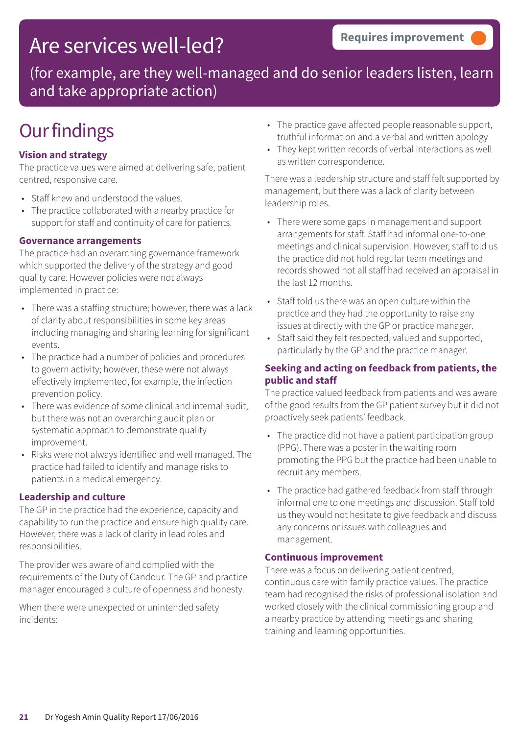# Are services well-led?

**Requires improvement**

(for example, are they well-managed and do senior leaders listen, learn and take appropriate action)

## Our findings

### Vision and strategy

The practice values were aimed at delivering safe, patient centred, responsive care.

- Staff knew and understood the values.
- The practice collaborated with a nearby practice for support for staff and continuity of care for patients.

### Governance arrangements

The practice had an overarching governance framework which supported the delivery of the strategy and good quality care. However policies were not always implemented in practice:

- There was a staffing structure; however, there was a lack of clarity about responsibilities in some key areas including managing and sharing learning for significant events.
- The practice had a number of policies and procedures to govern activity; however, these were not always effectively implemented, for example, the infection prevention policy.
- There was evidence of some clinical and internal audit, but there was not an overarching audit plan or systematic approach to demonstrate quality improvement.
- Risks were not always identified and well managed. The practice had failed to identify and manage risks to patients in a medical emergency.

### Leadership and culture

The GP in the practice had the experience, capacity and capability to run the practice and ensure high quality care. However, there was a lack of clarity in lead roles and responsibilities.

The provider was aware of and complied with the requirements of the Duty of Candour. The GP and practice manager encouraged a culture of openness and honesty.

When there were unexpected or unintended safety incidents:

- The practice gave affected people reasonable support, truthful information and a verbal and written apology
- They kept written records of verbal interactions as well as written correspondence.

There was a leadership structure and staff felt supported by management, but there was a lack of clarity between leadership roles.

- There were some gaps in management and support arrangements for staff. Staff had informal one-to-one meetings and clinical supervision. However, staff told us the practice did not hold regular team meetings and records showed not all staff had received an appraisal in the last 12 months.
- Staff told us there was an open culture within the practice and they had the opportunity to raise any issues at directly with the GP or practice manager.
- Staff said they felt respected, valued and supported, particularly by the GP and the practice manager.

### Seeking and acting on feedback from patients, the public and staff

The practice valued feedback from patients and was aware of the good results from the GP patient survey but it did not proactively seek patients' feedback.

- The practice did not have a patient participation group (PPG). There was a poster in the waiting room promoting the PPG but the practice had been unable to recruit any members.
- The practice had gathered feedback from staff through informal one to one meetings and discussion. Staff told us they would not hesitate to give feedback and discuss any concerns or issues with colleagues and management.

### Continuous improvement

There was a focus on delivering patient centred, continuous care with family practice values. The practice team had recognised the risks of professional isolation and worked closely with the clinical commissioning group and a nearby practice by attending meetings and sharing training and learning opportunities.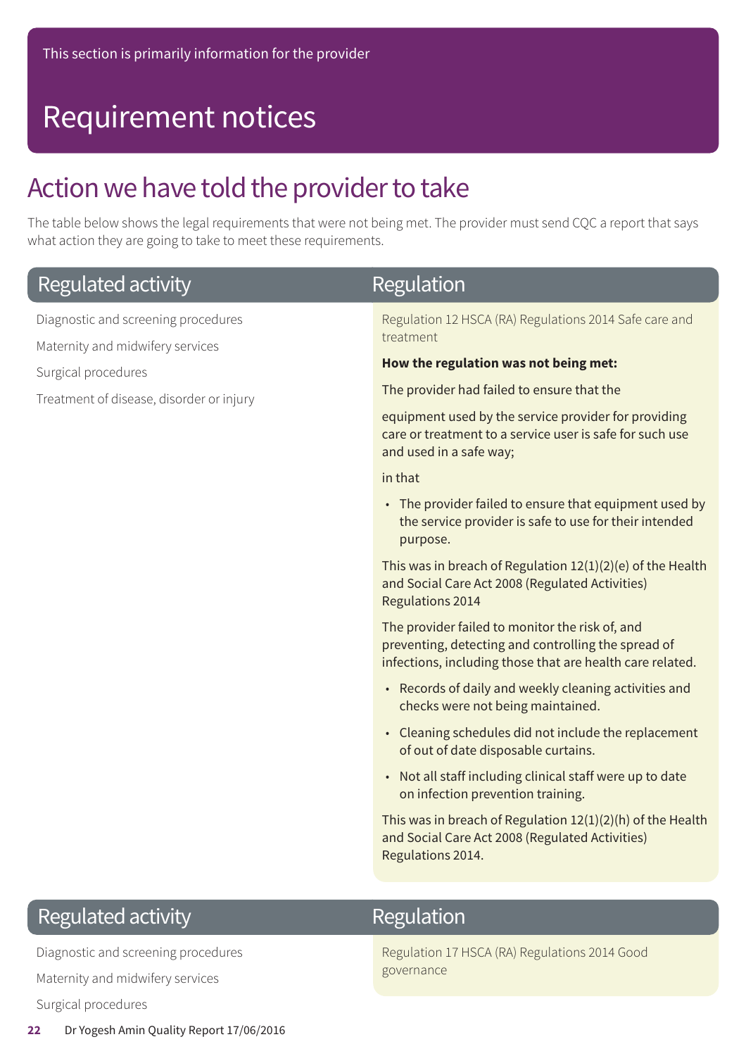This section is primarily information for the provider

# Requirement notices

## Action we have told the provider to take

The table below shows the legal requirements that were not being met. The provider must send CQC a report that says what action they are going to take to meet these requirements.

| Regulated activity | Regulation |
|---|---|
| Diagnostic and screening procedures<br>Maternity and midwifery services<br>Surgical procedures<br>Treatment of disease, disorder or injury | Regulation 12 HSCA (RA) Regulations 2014 Safe care and treatment<br><br>**How the regulation was not being met:**<br><br>The provider had failed to ensure that the<br><br>equipment used by the service provider for providing care or treatment to a service user is safe for such use and used in a safe way;<br><br>in that<br><br>• The provider failed to ensure that equipment used by the service provider is safe to use for their intended purpose.<br><br>This was in breach of Regulation 12(1)(2)(e) of the Health and Social Care Act 2008 (Regulated Activities) Regulations 2014<br><br>The provider failed to monitor the risk of, and preventing, detecting and controlling the spread of infections, including those that are health care related.<br><br>• Records of daily and weekly cleaning activities and checks were not being maintained.<br>• Cleaning schedules did not include the replacement of out of date disposable curtains.<br>• Not all staff including clinical staff were up to date on infection prevention training.<br><br>This was in breach of Regulation 12(1)(2)(h) of the Health and Social Care Act 2008 (Regulated Activities) Regulations 2014. |

| Regulated activity | Regulation |
|---|---|
| Diagnostic and screening procedures<br>Maternity and midwifery services<br>Surgical procedures | Regulation 17 HSCA (RA) Regulations 2014 Good governance |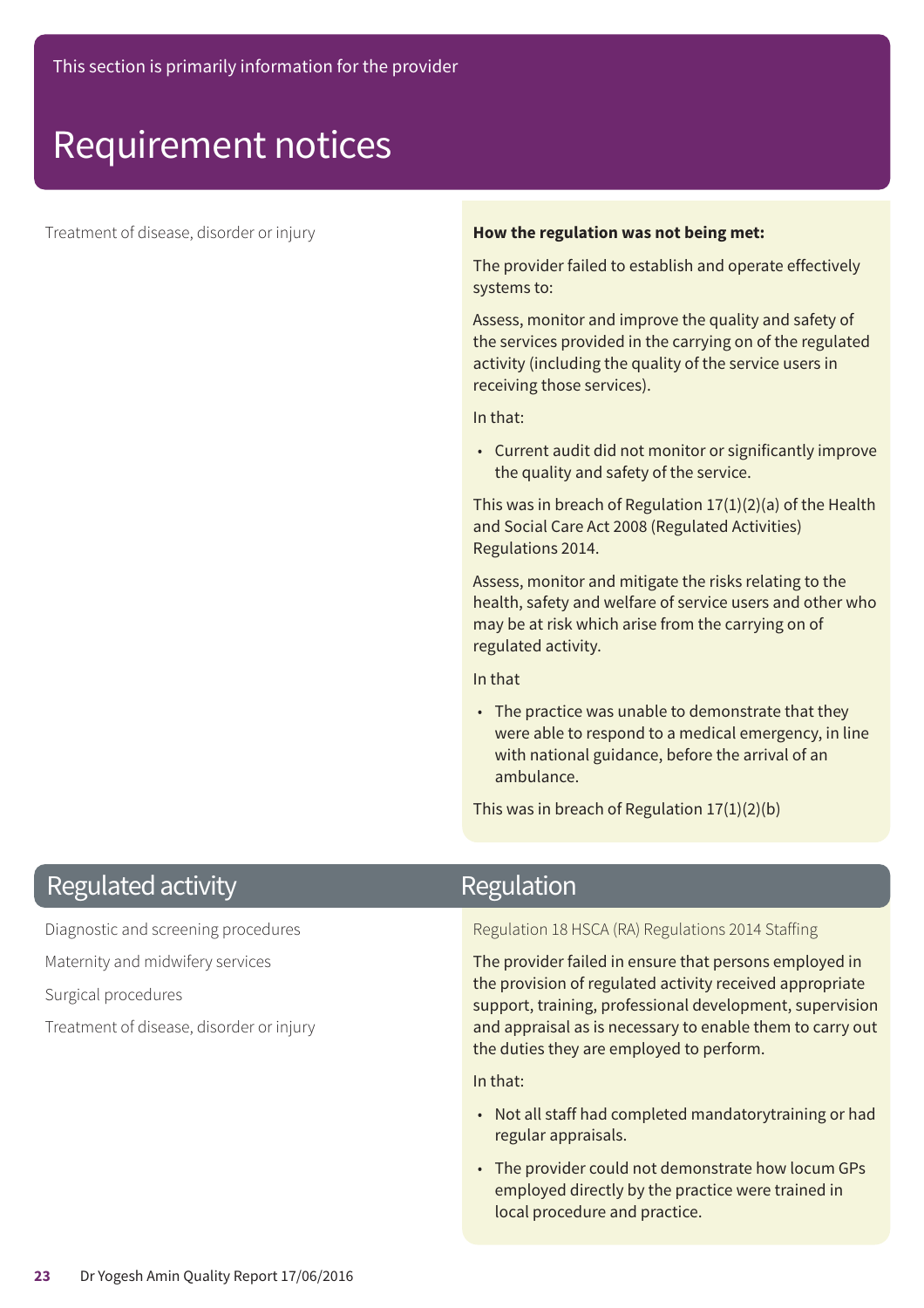This section is primarily information for the provider

# Requirement notices

| Regulated activity | Regulation |
|---|---|
| Treatment of disease, disorder or injury | **How the regulation was not being met:**<br><br>The provider failed to establish and operate effectively systems to:<br><br>Assess, monitor and improve the quality and safety of the services provided in the carrying on of the regulated activity (including the quality of the service users in receiving those services).<br><br>In that:<br><br>• Current audit did not monitor or significantly improve the quality and safety of the service.<br><br>This was in breach of Regulation 17(1)(2)(a) of the Health and Social Care Act 2008 (Regulated Activities) Regulations 2014.<br><br>Assess, monitor and mitigate the risks relating to the health, safety and welfare of service users and other who may be at risk which arise from the carrying on of regulated activity.<br><br>In that<br><br>• The practice was unable to demonstrate that they were able to respond to a medical emergency, in line with national guidance, before the arrival of an ambulance.<br><br>This was in breach of Regulation 17(1)(2)(b) |

| Regulated activity | Regulation |
|---|---|
| Diagnostic and screening procedures<br><br>Maternity and midwifery services<br><br>Surgical procedures<br><br>Treatment of disease, disorder or injury | Regulation 18 HSCA (RA) Regulations 2014 Staffing<br><br>The provider failed in ensure that persons employed in the provision of regulated activity received appropriate support, training, professional development, supervision and appraisal as is necessary to enable them to carry out the duties they are employed to perform.<br><br>In that:<br><br>• Not all staff had completed mandatorytraining or had regular appraisals.<br><br>• The provider could not demonstrate how locum GPs employed directly by the practice were trained in local procedure and practice. |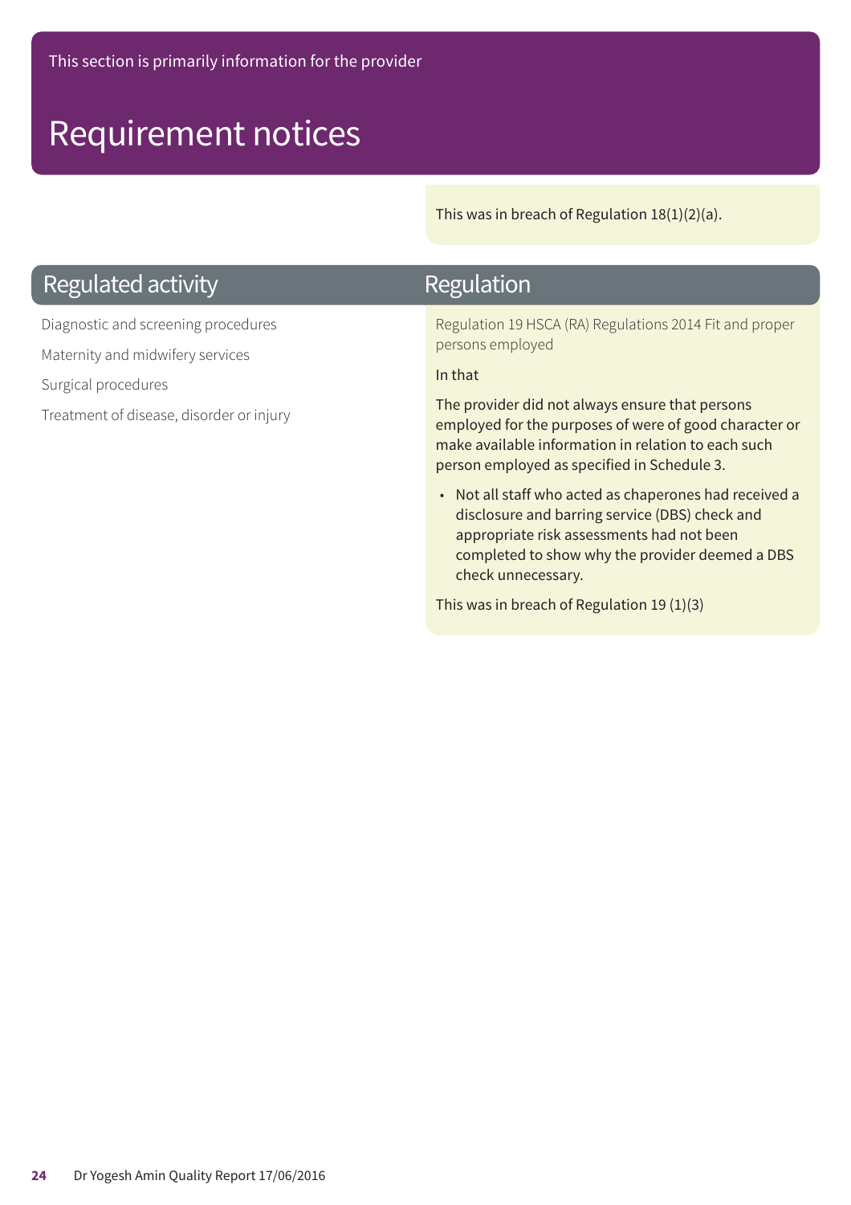This section is primarily information for the provider

# Requirement notices

| | |
|---|---|
| | This was in breach of Regulation 18(1)(2)(a). |

| Regulated activity | Regulation |
|---|---|
| Diagnostic and screening procedures<br>Maternity and midwifery services<br>Surgical procedures<br>Treatment of disease, disorder or injury | Regulation 19 HSCA (RA) Regulations 2014 Fit and proper persons employed<br><br>In that<br><br>The provider did not always ensure that persons employed for the purposes of were of good character or make available information in relation to each such person employed as specified in Schedule 3.<br><br>• Not all staff who acted as chaperones had received a disclosure and barring service (DBS) check and appropriate risk assessments had not been completed to show why the provider deemed a DBS check unnecessary.<br><br>This was in breach of Regulation 19 (1)(3) |